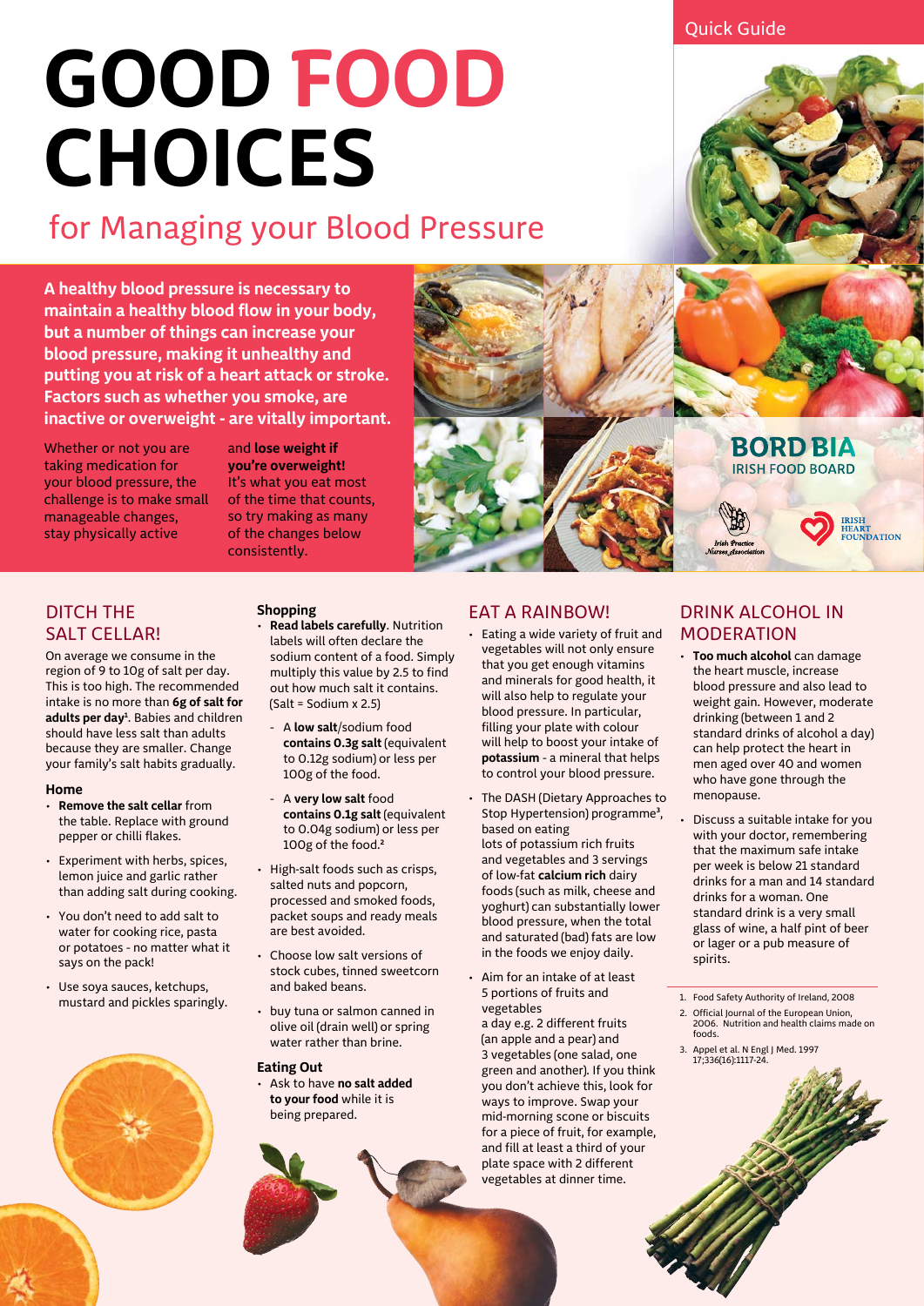Quick Guide

# GOOD FOOD CHOICES

## for Managing your Blood Pressure

**A healthy blood pressure is necessary to maintain a healthy blood flow in your body, but a number of things can increase your blood pressure, making it unhealthy and putting you at risk of a heart attack or stroke. Factors such as whether you smoke, are inactive or overweight - are vitally important.**

Whether or not you are taking medication for your blood pressure, the challenge is to make small manageable changes, stay physically active and **lose weight if you're overweight!** It's what you eat most of the time that counts, so try making as many of the changes below consistently.

BORD BIA
IRISH FOOD BOARD

Irish Practice Nurses Association

IRISH HEART FOUNDATION

## DITCH THE SALT CELLAR!

On average we consume in the region of 9 to 10g of salt per day. This is too high. The recommended intake is no more than **6g of salt for adults per day**[1]. Babies and children should have less salt than adults because they are smaller. Change your family's salt habits gradually.

### Home

- **Remove the salt cellar** from the table. Replace with ground pepper or chilli flakes.
- Experiment with herbs, spices, lemon juice and garlic rather than adding salt during cooking.
- You don't need to add salt to water for cooking rice, pasta or potatoes - no matter what it says on the pack!
- Use soya sauces, ketchups, mustard and pickles sparingly.

### Shopping

- **Read labels carefully**. Nutrition labels will often declare the sodium content of a food. Simply multiply this value by 2.5 to find out how much salt it contains. (Salt = Sodium x 2.5)
  - A **low salt**/sodium food **contains 0.3g salt** (equivalent to 0.12g sodium) or less per 100g of the food.
  - A **very low salt** food **contains 0.1g salt** (equivalent to 0.04g sodium) or less per 100g of the food.[2]
- High-salt foods such as crisps, salted nuts and popcorn, processed and smoked foods, packet soups and ready meals are best avoided.
- Choose low salt versions of stock cubes, tinned sweetcorn and baked beans.
- buy tuna or salmon canned in olive oil (drain well) or spring water rather than brine.

### Eating Out

- Ask to have **no salt added to your food** while it is being prepared.

## EAT A RAINBOW!

- Eating a wide variety of fruit and vegetables will not only ensure that you get enough vitamins and minerals for good health, it will also help to regulate your blood pressure. In particular, filling your plate with colour will help to boost your intake of **potassium** - a mineral that helps to control your blood pressure.
- The DASH (Dietary Approaches to Stop Hypertension) programme[3], based on eating lots of potassium rich fruits and vegetables and 3 servings of low-fat **calcium rich** dairy foods (such as milk, cheese and yoghurt) can substantially lower blood pressure, when the total and saturated (bad) fats are low in the foods we enjoy daily.
- Aim for an intake of at least 5 portions of fruits and vegetables a day e.g. 2 different fruits (an apple and a pear) and 3 vegetables (one salad, one green and another). If you think you don't achieve this, look for ways to improve. Swap your mid-morning scone or biscuits for a piece of fruit, for example, and fill at least a third of your plate space with 2 different vegetables at dinner time.

## DRINK ALCOHOL IN MODERATION

- **Too much alcohol** can damage the heart muscle, increase blood pressure and also lead to weight gain. However, moderate drinking (between 1 and 2 standard drinks of alcohol a day) can help protect the heart in men aged over 40 and women who have gone through the menopause.
- Discuss a suitable intake for you with your doctor, remembering that the maximum safe intake per week is below 21 standard drinks for a man and 14 standard drinks for a woman. One standard drink is a very small glass of wine, a half pint of beer or lager or a pub measure of spirits.

1. Food Safety Authority of Ireland, 2008
2. Official Journal of the European Union, 2006. Nutrition and health claims made on foods.
3. Appel et al. N Engl J Med. 1997 17;336(16):1117-24.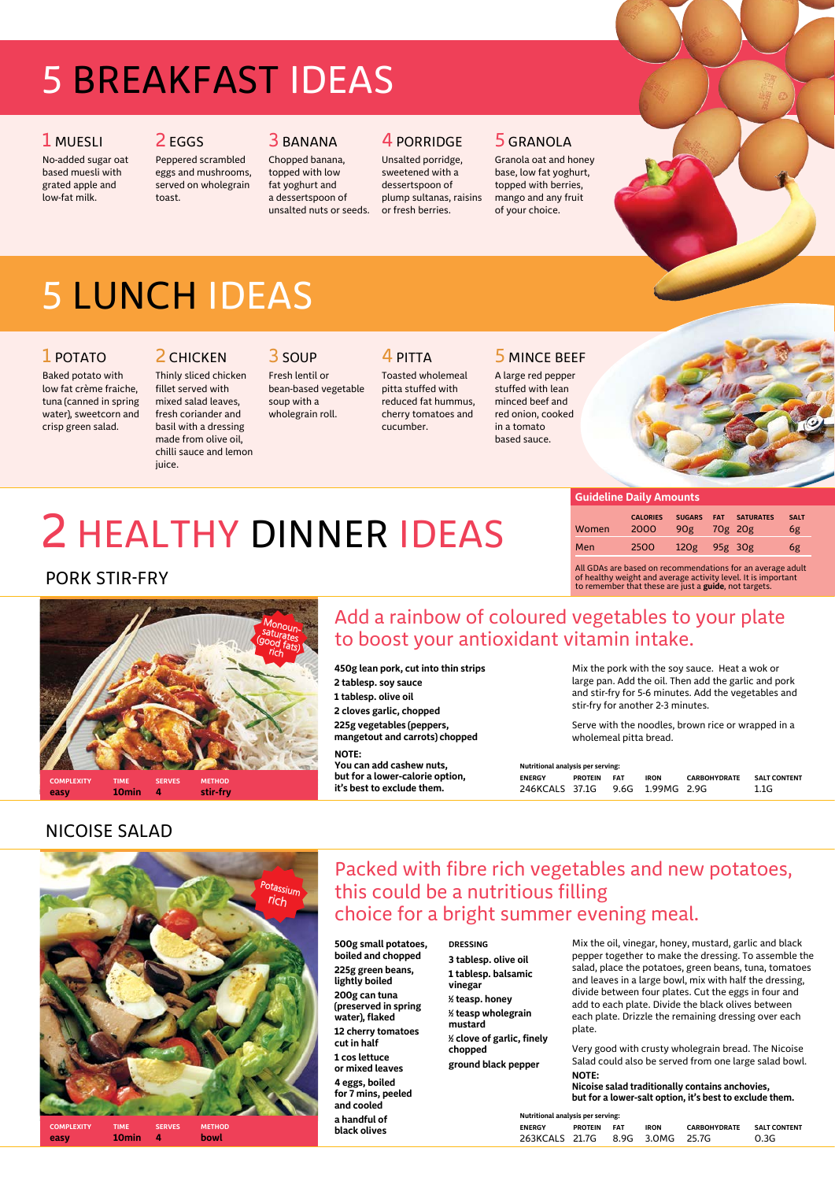# 5 BREAKFAST IDEAS

### 1 MUESLI
No-added sugar oat based muesli with grated apple and low-fat milk.

### 2 EGGS
Peppered scrambled eggs and mushrooms, served on wholegrain toast.

### 3 BANANA
Chopped banana, topped with low fat yoghurt and a dessertspoon of unsalted nuts or seeds.

### 4 PORRIDGE
Unsalted porridge, sweetened with a dessertspoon of plump sultanas, raisins or fresh berries.

### 5 GRANOLA
Granola oat and honey base, low fat yoghurt, topped with berries, mango and any fruit of your choice.

# 5 LUNCH IDEAS

### 1 POTATO
Baked potato with low fat crème fraiche, tuna (canned in spring water), sweetcorn and crisp green salad.

### 2 CHICKEN
Thinly sliced chicken fillet served with mixed salad leaves, fresh coriander and basil with a dressing made from olive oil, chilli sauce and lemon juice.

### 3 SOUP
Fresh lentil or bean-based vegetable soup with a wholegrain roll.

### 4 PITTA
Toasted wholemeal pitta stuffed with reduced fat hummus, cherry tomatoes and cucumber.

### 5 MINCE BEEF
A large red pepper stuffed with lean minced beef and red onion, cooked in a tomato based sauce.

# 2 HEALTHY DINNER IDEAS

**Guideline Daily Amounts**

| | CALORIES | SUGARS | FAT | SATURATES | SALT |
|---|---|---|---|---|---|
| Women | 2000 | 90g | 70g | 20g | 6g |
| Men | 2500 | 120g | 95g | 30g | 6g |

All GDAs are based on recommendations for an average adult of healthy weight and average activity level. It is important to remember that these are just a **guide**, not targets.

## PORK STIR-FRY

Monounsaturates (good fats) rich

COMPLEXITY easy | TIME 10min | SERVES 4 | METHOD stir-fry

### Add a rainbow of coloured vegetables to your plate to boost your antioxidant vitamin intake.

**450g lean pork, cut into thin strips**
**2 tablesp. soy sauce**
**1 tablesp. olive oil**
**2 cloves garlic, chopped**
**225g vegetables (peppers, mangetout and carrots) chopped**

**NOTE:**
**You can add cashew nuts, but for a lower-calorie option, it's best to exclude them.**

Mix the pork with the soy sauce. Heat a wok or large pan. Add the oil. Then add the garlic and pork and stir-fry for 5-6 minutes. Add the vegetables and stir-fry for another 2-3 minutes.

Serve with the noodles, brown rice or wrapped in a wholemeal pitta bread.

Nutritional analysis per serving:

| ENERGY | PROTEIN | FAT | IRON | CARBOHYDRATE | SALT CONTENT |
|---|---|---|---|---|---|
| 246KCALS | 37.1G | 9.6G | 1.99MG | 2.9G | 1.1G |

## NICOISE SALAD

Potassium rich

COMPLEXITY easy | TIME 10min | SERVES 4 | METHOD bowl

### Packed with fibre rich vegetables and new potatoes, this could be a nutritious filling choice for a bright summer evening meal.

**500g small potatoes, boiled and chopped**
**225g green beans, lightly boiled**
**200g can tuna (preserved in spring water), flaked**
**12 cherry tomatoes cut in half**
**1 cos lettuce or mixed leaves**
**4 eggs, boiled for 7 mins, peeled and cooled**
**a handful of black olives**

**DRESSING**
**3 tablesp. olive oil**
**1 tablesp. balsamic vinegar**
**½ teasp. honey**
**½ teasp wholegrain mustard**
**½ clove of garlic, finely chopped**
**ground black pepper**

Mix the oil, vinegar, honey, mustard, garlic and black pepper together to make the dressing. To assemble the salad, place the potatoes, green beans, tuna, tomatoes and leaves in a large bowl, mix with half the dressing, divide between four plates. Cut the eggs in four and add to each plate. Divide the black olives between each plate. Drizzle the remaining dressing over each plate.

Very good with crusty wholegrain bread. The Nicoise Salad could also be served from one large salad bowl.

**NOTE:**
**Nicoise salad traditionally contains anchovies, but for a lower-salt option, it's best to exclude them.**

Nutritional analysis per serving:

| ENERGY | PROTEIN | FAT | IRON | CARBOHYDRATE | SALT CONTENT |
|---|---|---|---|---|---|
| 263KCALS | 21.7G | 8.9G | 3.0MG | 25.7G | 0.3G |